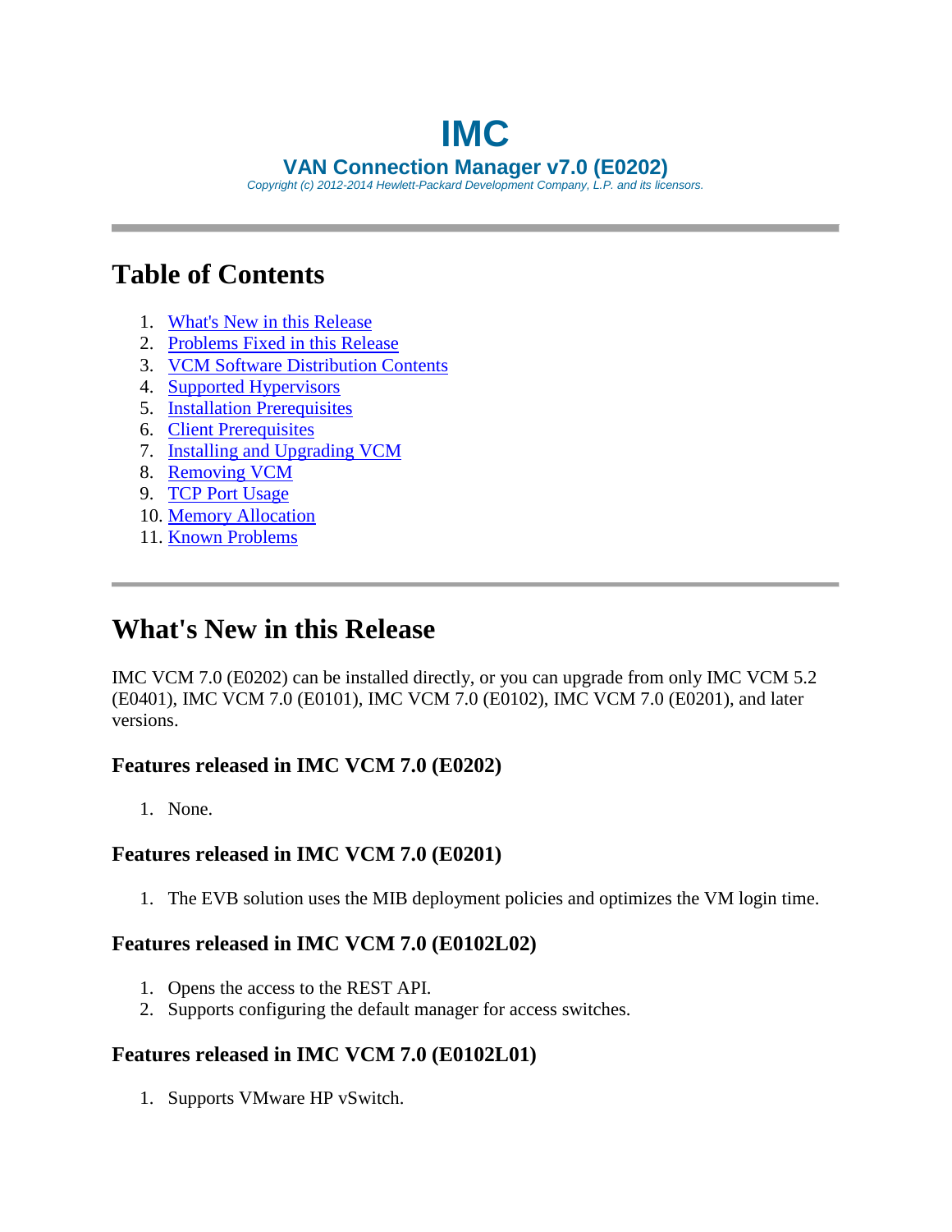# IMC

## VAN Connection Manager v7.0 (E0202)

*Copyright (c) 2012-2014 Hewlett-Packard Development Company, L.P. and its licensors.*

---

## Table of Contents

1. What's New in this Release
2. Problems Fixed in this Release
3. VCM Software Distribution Contents
4. Supported Hypervisors
5. Installation Prerequisites
6. Client Prerequisites
7. Installing and Upgrading VCM
8. Removing VCM
9. TCP Port Usage
10. Memory Allocation
11. Known Problems

---

## What's New in this Release

IMC VCM 7.0 (E0202) can be installed directly, or you can upgrade from only IMC VCM 5.2 (E0401), IMC VCM 7.0 (E0101), IMC VCM 7.0 (E0102), IMC VCM 7.0 (E0201), and later versions.

### Features released in IMC VCM 7.0 (E0202)

1. None.

### Features released in IMC VCM 7.0 (E0201)

1. The EVB solution uses the MIB deployment policies and optimizes the VM login time.

### Features released in IMC VCM 7.0 (E0102L02)

1. Opens the access to the REST API.
2. Supports configuring the default manager for access switches.

### Features released in IMC VCM 7.0 (E0102L01)

1. Supports VMware HP vSwitch.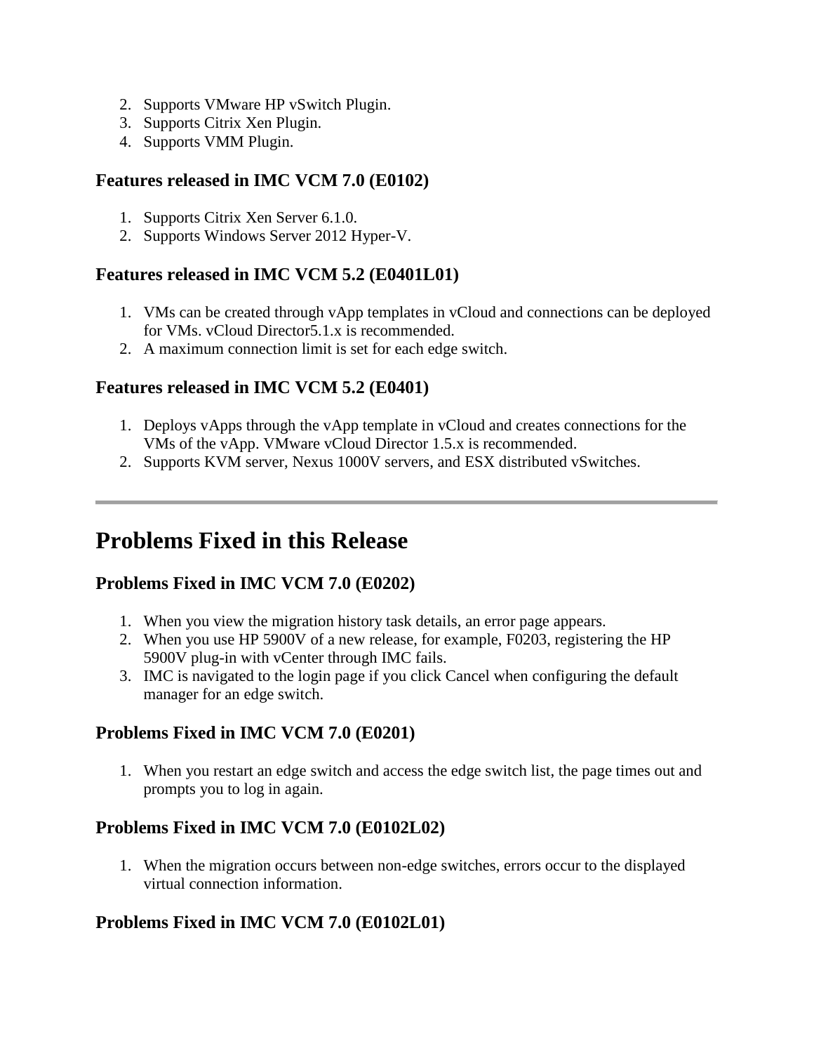2. Supports VMware HP vSwitch Plugin.
3. Supports Citrix Xen Plugin.
4. Supports VMM Plugin.

### Features released in IMC VCM 7.0 (E0102)

1. Supports Citrix Xen Server 6.1.0.
2. Supports Windows Server 2012 Hyper-V.

### Features released in IMC VCM 5.2 (E0401L01)

1. VMs can be created through vApp templates in vCloud and connections can be deployed for VMs. vCloud Director5.1.x is recommended.
2. A maximum connection limit is set for each edge switch.

### Features released in IMC VCM 5.2 (E0401)

1. Deploys vApps through the vApp template in vCloud and creates connections for the VMs of the vApp. VMware vCloud Director 1.5.x is recommended.
2. Supports KVM server, Nexus 1000V servers, and ESX distributed vSwitches.

---

## Problems Fixed in this Release

### Problems Fixed in IMC VCM 7.0 (E0202)

1. When you view the migration history task details, an error page appears.
2. When you use HP 5900V of a new release, for example, F0203, registering the HP 5900V plug-in with vCenter through IMC fails.
3. IMC is navigated to the login page if you click Cancel when configuring the default manager for an edge switch.

### Problems Fixed in IMC VCM 7.0 (E0201)

1. When you restart an edge switch and access the edge switch list, the page times out and prompts you to log in again.

### Problems Fixed in IMC VCM 7.0 (E0102L02)

1. When the migration occurs between non-edge switches, errors occur to the displayed virtual connection information.

### Problems Fixed in IMC VCM 7.0 (E0102L01)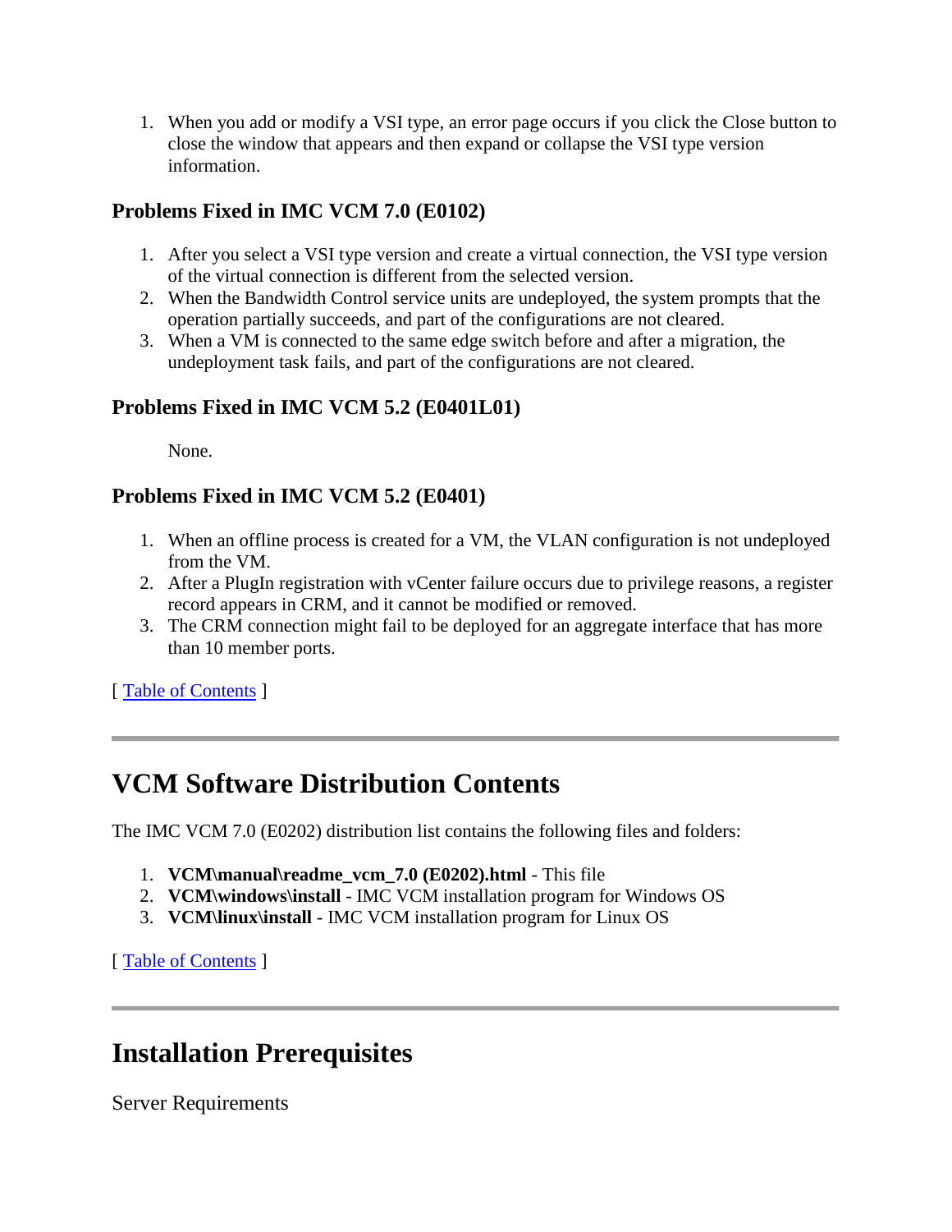1. When you add or modify a VSI type, an error page occurs if you click the Close button to close the window that appears and then expand or collapse the VSI type version information.

### Problems Fixed in IMC VCM 7.0 (E0102)

1. After you select a VSI type version and create a virtual connection, the VSI type version of the virtual connection is different from the selected version.
2. When the Bandwidth Control service units are undeployed, the system prompts that the operation partially succeeds, and part of the configurations are not cleared.
3. When a VM is connected to the same edge switch before and after a migration, the undeployment task fails, and part of the configurations are not cleared.

### Problems Fixed in IMC VCM 5.2 (E0401L01)

None.

### Problems Fixed in IMC VCM 5.2 (E0401)

1. When an offline process is created for a VM, the VLAN configuration is not undeployed from the VM.
2. After a PlugIn registration with vCenter failure occurs due to privilege reasons, a register record appears in CRM, and it cannot be modified or removed.
3. The CRM connection might fail to be deployed for an aggregate interface that has more than 10 member ports.

[ Table of Contents ]

---

## VCM Software Distribution Contents

The IMC VCM 7.0 (E0202) distribution list contains the following files and folders:

1. **VCM\manual\readme_vcm_7.0 (E0202).html** - This file
2. **VCM\windows\install** - IMC VCM installation program for Windows OS
3. **VCM\linux\install** - IMC VCM installation program for Linux OS

[ Table of Contents ]

---

## Installation Prerequisites

Server Requirements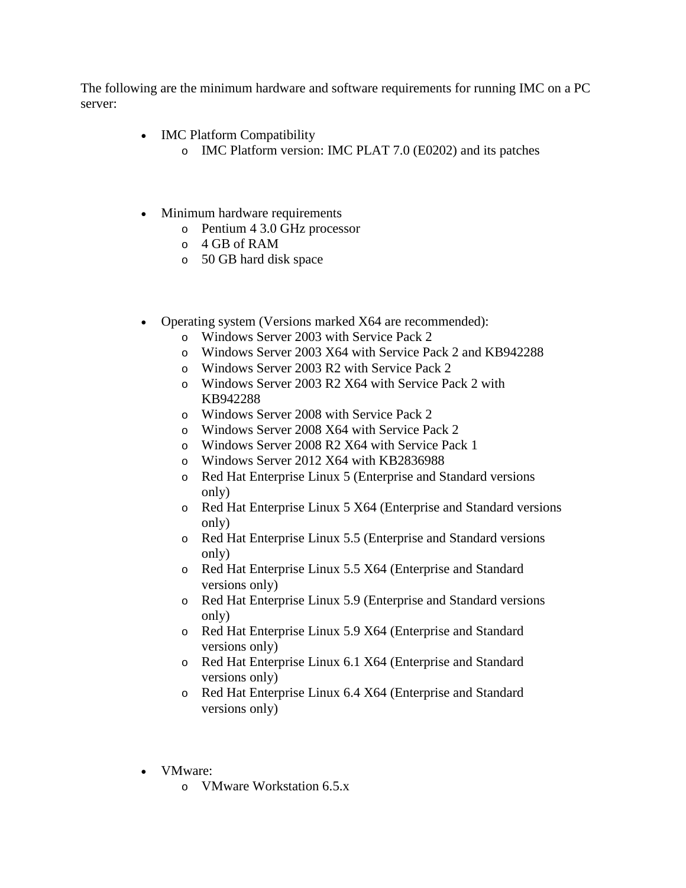The following are the minimum hardware and software requirements for running IMC on a PC server:

- IMC Platform Compatibility
  - IMC Platform version: IMC PLAT 7.0 (E0202) and its patches

- Minimum hardware requirements
  - Pentium 4 3.0 GHz processor
  - 4 GB of RAM
  - 50 GB hard disk space

- Operating system (Versions marked X64 are recommended):
  - Windows Server 2003 with Service Pack 2
  - Windows Server 2003 X64 with Service Pack 2 and KB942288
  - Windows Server 2003 R2 with Service Pack 2
  - Windows Server 2003 R2 X64 with Service Pack 2 with KB942288
  - Windows Server 2008 with Service Pack 2
  - Windows Server 2008 X64 with Service Pack 2
  - Windows Server 2008 R2 X64 with Service Pack 1
  - Windows Server 2012 X64 with KB2836988
  - Red Hat Enterprise Linux 5 (Enterprise and Standard versions only)
  - Red Hat Enterprise Linux 5 X64 (Enterprise and Standard versions only)
  - Red Hat Enterprise Linux 5.5 (Enterprise and Standard versions only)
  - Red Hat Enterprise Linux 5.5 X64 (Enterprise and Standard versions only)
  - Red Hat Enterprise Linux 5.9 (Enterprise and Standard versions only)
  - Red Hat Enterprise Linux 5.9 X64 (Enterprise and Standard versions only)
  - Red Hat Enterprise Linux 6.1 X64 (Enterprise and Standard versions only)
  - Red Hat Enterprise Linux 6.4 X64 (Enterprise and Standard versions only)

- VMware:
  - VMware Workstation 6.5.x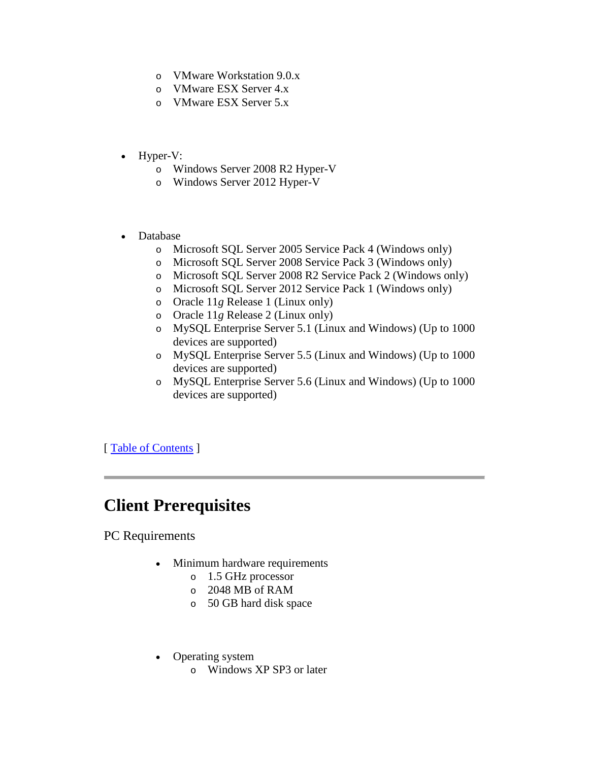- VMware Workstation 9.0.x
  - VMware ESX Server 4.x
  - VMware ESX Server 5.x

- Hyper-V:
  - Windows Server 2008 R2 Hyper-V
  - Windows Server 2012 Hyper-V

- Database
  - Microsoft SQL Server 2005 Service Pack 4 (Windows only)
  - Microsoft SQL Server 2008 Service Pack 3 (Windows only)
  - Microsoft SQL Server 2008 R2 Service Pack 2 (Windows only)
  - Microsoft SQL Server 2012 Service Pack 1 (Windows only)
  - Oracle 11*g* Release 1 (Linux only)
  - Oracle 11*g* Release 2 (Linux only)
  - MySQL Enterprise Server 5.1 (Linux and Windows) (Up to 1000 devices are supported)
  - MySQL Enterprise Server 5.5 (Linux and Windows) (Up to 1000 devices are supported)
  - MySQL Enterprise Server 5.6 (Linux and Windows) (Up to 1000 devices are supported)

[ Table of Contents ]

---

# Client Prerequisites

PC Requirements

- Minimum hardware requirements
  - 1.5 GHz processor
  - 2048 MB of RAM
  - 50 GB hard disk space

- Operating system
  - Windows XP SP3 or later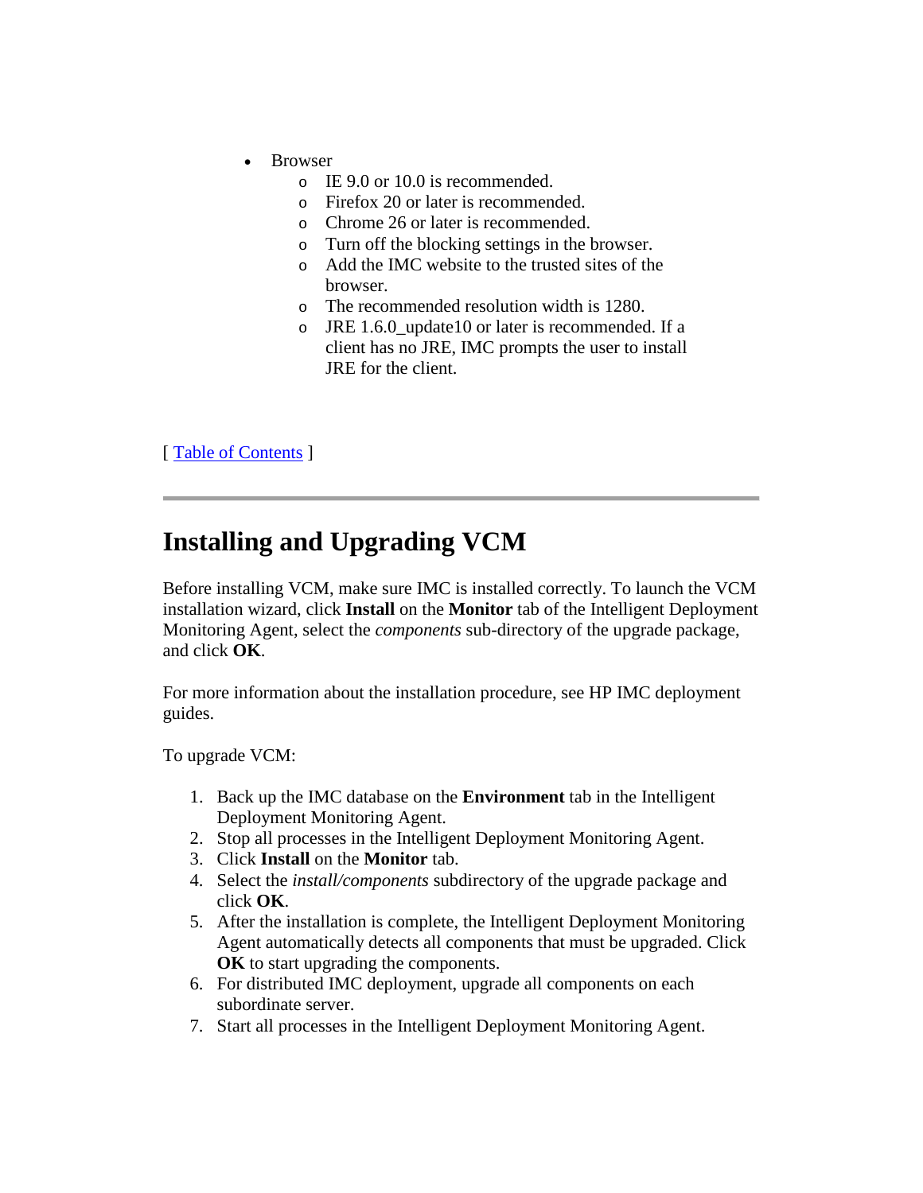- Browser
  - IE 9.0 or 10.0 is recommended.
  - Firefox 20 or later is recommended.
  - Chrome 26 or later is recommended.
  - Turn off the blocking settings in the browser.
  - Add the IMC website to the trusted sites of the browser.
  - The recommended resolution width is 1280.
  - JRE 1.6.0_update10 or later is recommended. If a client has no JRE, IMC prompts the user to install JRE for the client.

[ Table of Contents ]

---

# Installing and Upgrading VCM

Before installing VCM, make sure IMC is installed correctly. To launch the VCM installation wizard, click **Install** on the **Monitor** tab of the Intelligent Deployment Monitoring Agent, select the *components* sub-directory of the upgrade package, and click **OK**.

For more information about the installation procedure, see HP IMC deployment guides.

To upgrade VCM:

1. Back up the IMC database on the **Environment** tab in the Intelligent Deployment Monitoring Agent.
2. Stop all processes in the Intelligent Deployment Monitoring Agent.
3. Click **Install** on the **Monitor** tab.
4. Select the *install/components* subdirectory of the upgrade package and click **OK**.
5. After the installation is complete, the Intelligent Deployment Monitoring Agent automatically detects all components that must be upgraded. Click **OK** to start upgrading the components.
6. For distributed IMC deployment, upgrade all components on each subordinate server.
7. Start all processes in the Intelligent Deployment Monitoring Agent.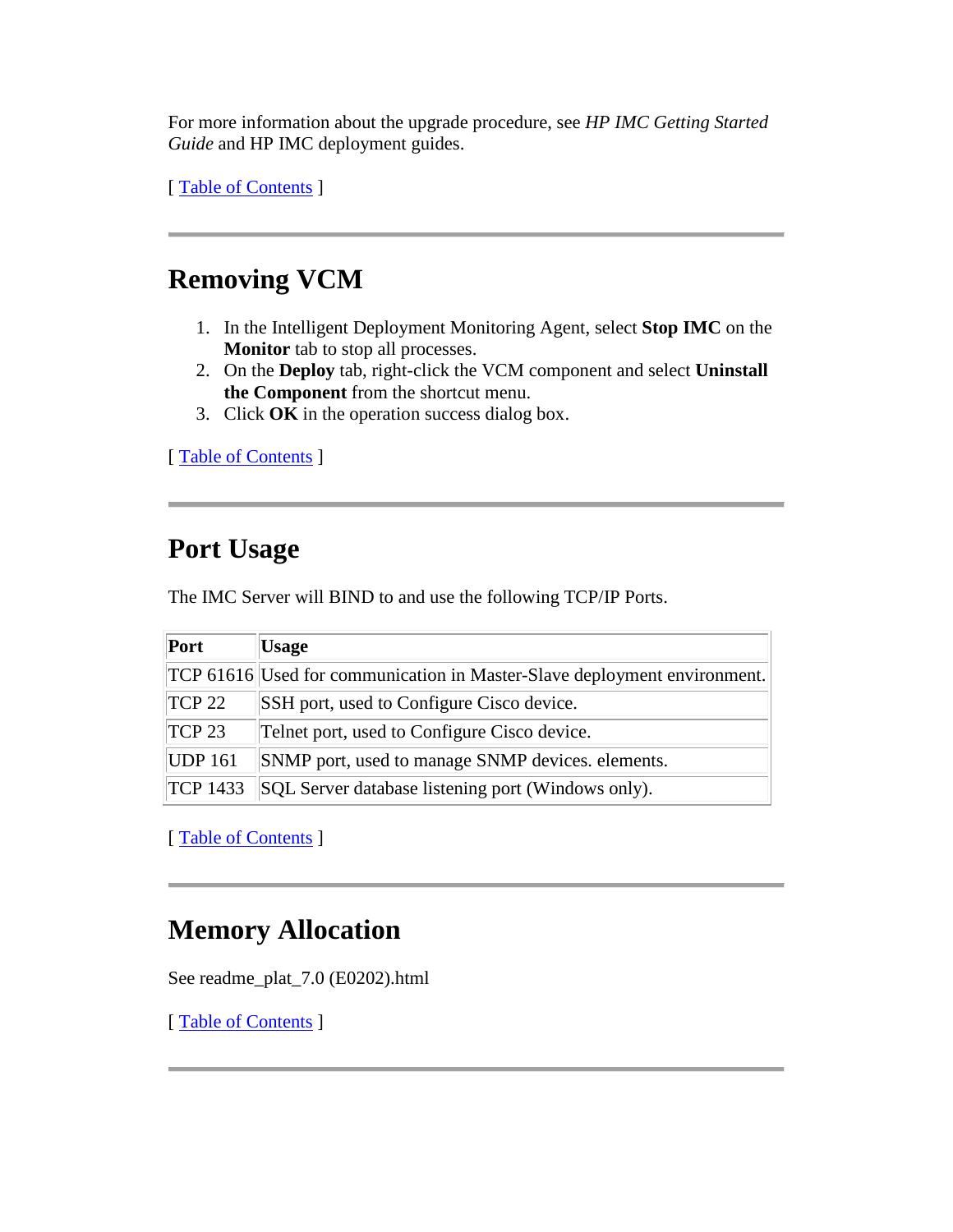For more information about the upgrade procedure, see *HP IMC Getting Started Guide* and HP IMC deployment guides.

[ Table of Contents ]

---

## Removing VCM

1. In the Intelligent Deployment Monitoring Agent, select **Stop IMC** on the **Monitor** tab to stop all processes.
2. On the **Deploy** tab, right-click the VCM component and select **Uninstall the Component** from the shortcut menu.
3. Click **OK** in the operation success dialog box.

[ Table of Contents ]

---

## Port Usage

The IMC Server will BIND to and use the following TCP/IP Ports.

| Port | Usage |
|---|---|
| TCP 61616 | Used for communication in Master-Slave deployment environment. |
| TCP 22 | SSH port, used to Configure Cisco device. |
| TCP 23 | Telnet port, used to Configure Cisco device. |
| UDP 161 | SNMP port, used to manage SNMP devices. elements. |
| TCP 1433 | SQL Server database listening port (Windows only). |

[ Table of Contents ]

---

## Memory Allocation

See readme_plat_7.0 (E0202).html

[ Table of Contents ]

---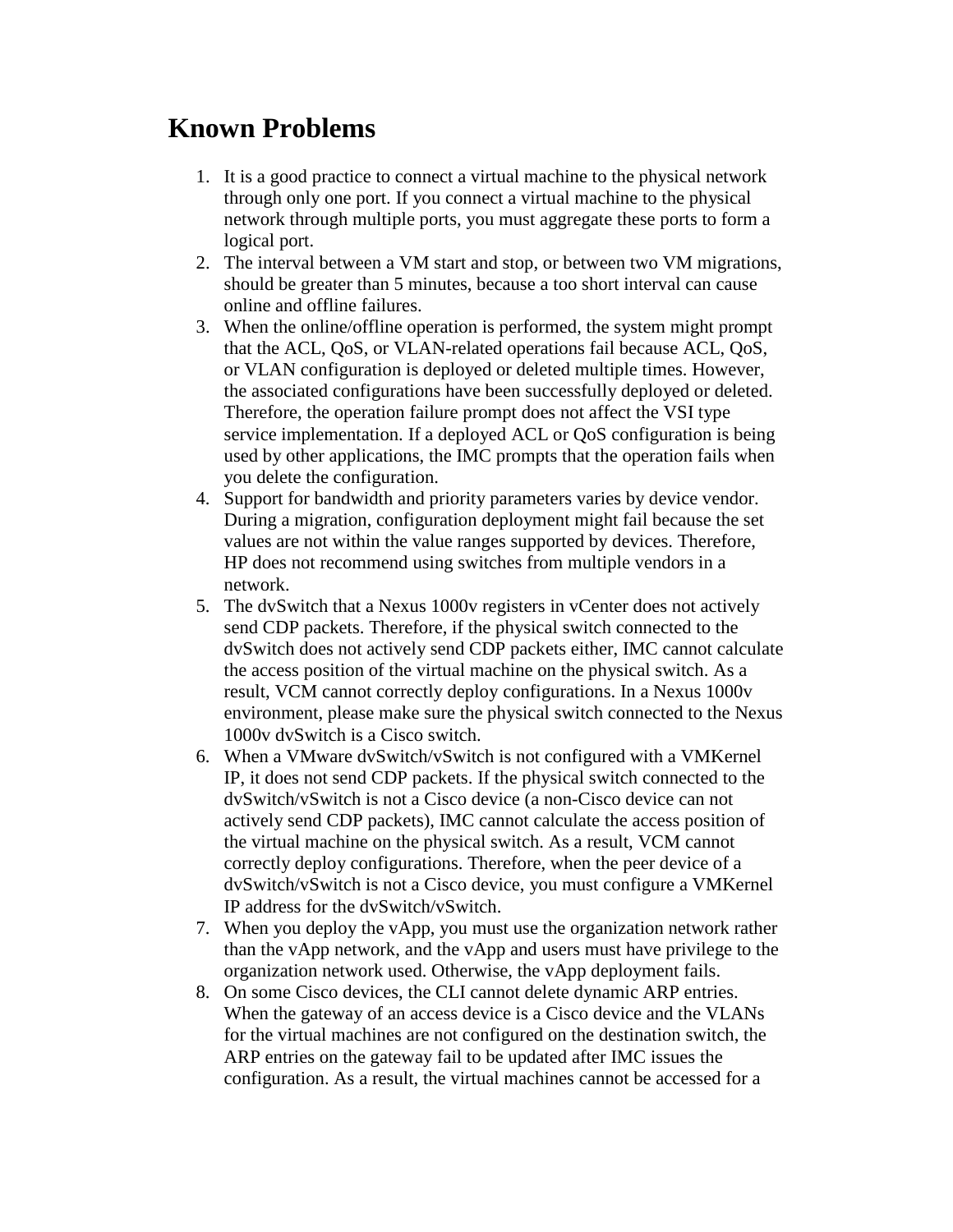# Known Problems

1. It is a good practice to connect a virtual machine to the physical network through only one port. If you connect a virtual machine to the physical network through multiple ports, you must aggregate these ports to form a logical port.
2. The interval between a VM start and stop, or between two VM migrations, should be greater than 5 minutes, because a too short interval can cause online and offline failures.
3. When the online/offline operation is performed, the system might prompt that the ACL, QoS, or VLAN-related operations fail because ACL, QoS, or VLAN configuration is deployed or deleted multiple times. However, the associated configurations have been successfully deployed or deleted. Therefore, the operation failure prompt does not affect the VSI type service implementation. If a deployed ACL or QoS configuration is being used by other applications, the IMC prompts that the operation fails when you delete the configuration.
4. Support for bandwidth and priority parameters varies by device vendor. During a migration, configuration deployment might fail because the set values are not within the value ranges supported by devices. Therefore, HP does not recommend using switches from multiple vendors in a network.
5. The dvSwitch that a Nexus 1000v registers in vCenter does not actively send CDP packets. Therefore, if the physical switch connected to the dvSwitch does not actively send CDP packets either, IMC cannot calculate the access position of the virtual machine on the physical switch. As a result, VCM cannot correctly deploy configurations. In a Nexus 1000v environment, please make sure the physical switch connected to the Nexus 1000v dvSwitch is a Cisco switch.
6. When a VMware dvSwitch/vSwitch is not configured with a VMKernel IP, it does not send CDP packets. If the physical switch connected to the dvSwitch/vSwitch is not a Cisco device (a non-Cisco device can not actively send CDP packets), IMC cannot calculate the access position of the virtual machine on the physical switch. As a result, VCM cannot correctly deploy configurations. Therefore, when the peer device of a dvSwitch/vSwitch is not a Cisco device, you must configure a VMKernel IP address for the dvSwitch/vSwitch.
7. When you deploy the vApp, you must use the organization network rather than the vApp network, and the vApp and users must have privilege to the organization network used. Otherwise, the vApp deployment fails.
8. On some Cisco devices, the CLI cannot delete dynamic ARP entries. When the gateway of an access device is a Cisco device and the VLANs for the virtual machines are not configured on the destination switch, the ARP entries on the gateway fail to be updated after IMC issues the configuration. As a result, the virtual machines cannot be accessed for a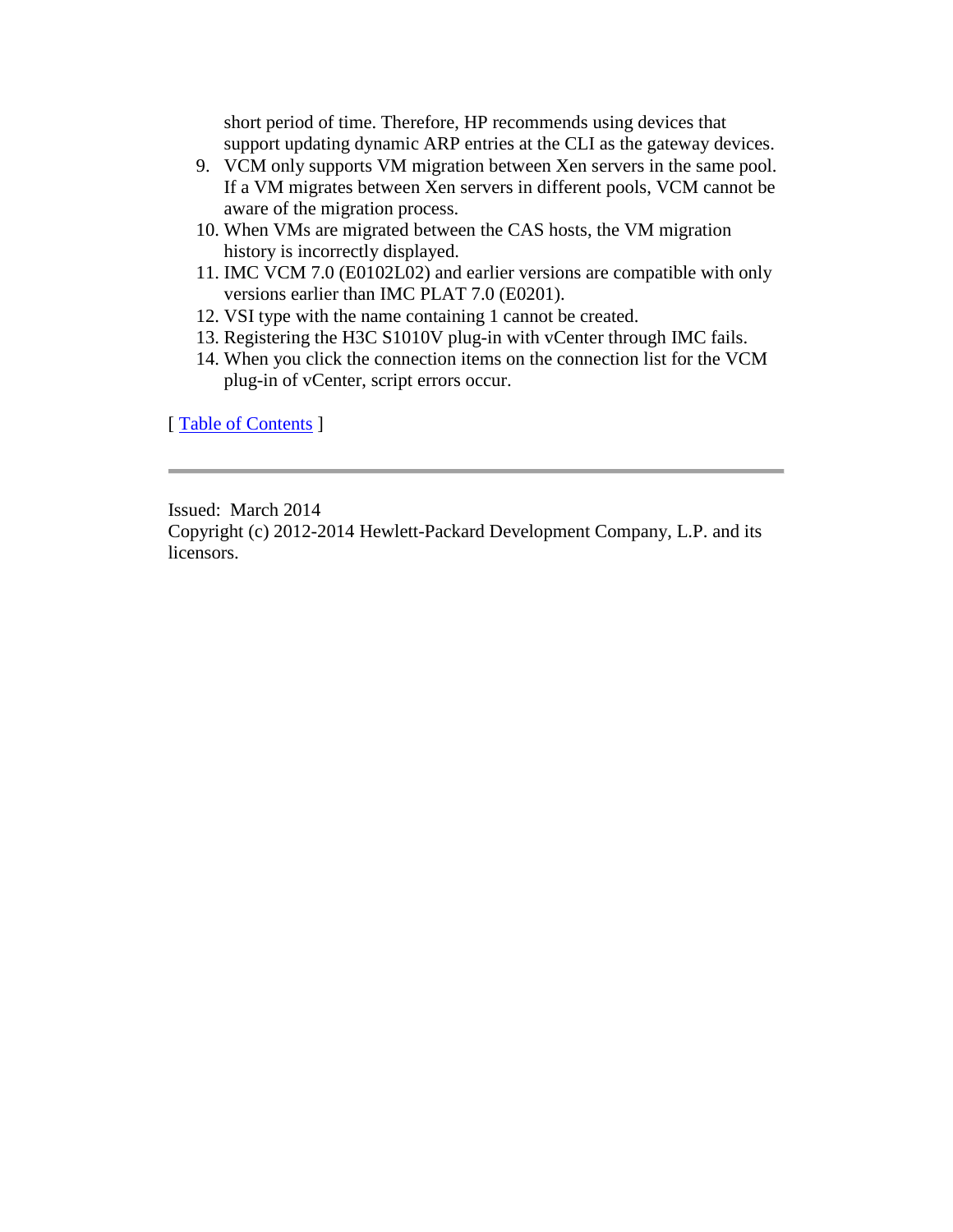short period of time. Therefore, HP recommends using devices that support updating dynamic ARP entries at the CLI as the gateway devices.

9. VCM only supports VM migration between Xen servers in the same pool. If a VM migrates between Xen servers in different pools, VCM cannot be aware of the migration process.
10. When VMs are migrated between the CAS hosts, the VM migration history is incorrectly displayed.
11. IMC VCM 7.0 (E0102L02) and earlier versions are compatible with only versions earlier than IMC PLAT 7.0 (E0201).
12. VSI type with the name containing 1 cannot be created.
13. Registering the H3C S1010V plug-in with vCenter through IMC fails.
14. When you click the connection items on the connection list for the VCM plug-in of vCenter, script errors occur.

[ Table of Contents ]

---

Issued: March 2014
Copyright (c) 2012-2014 Hewlett-Packard Development Company, L.P. and its licensors.